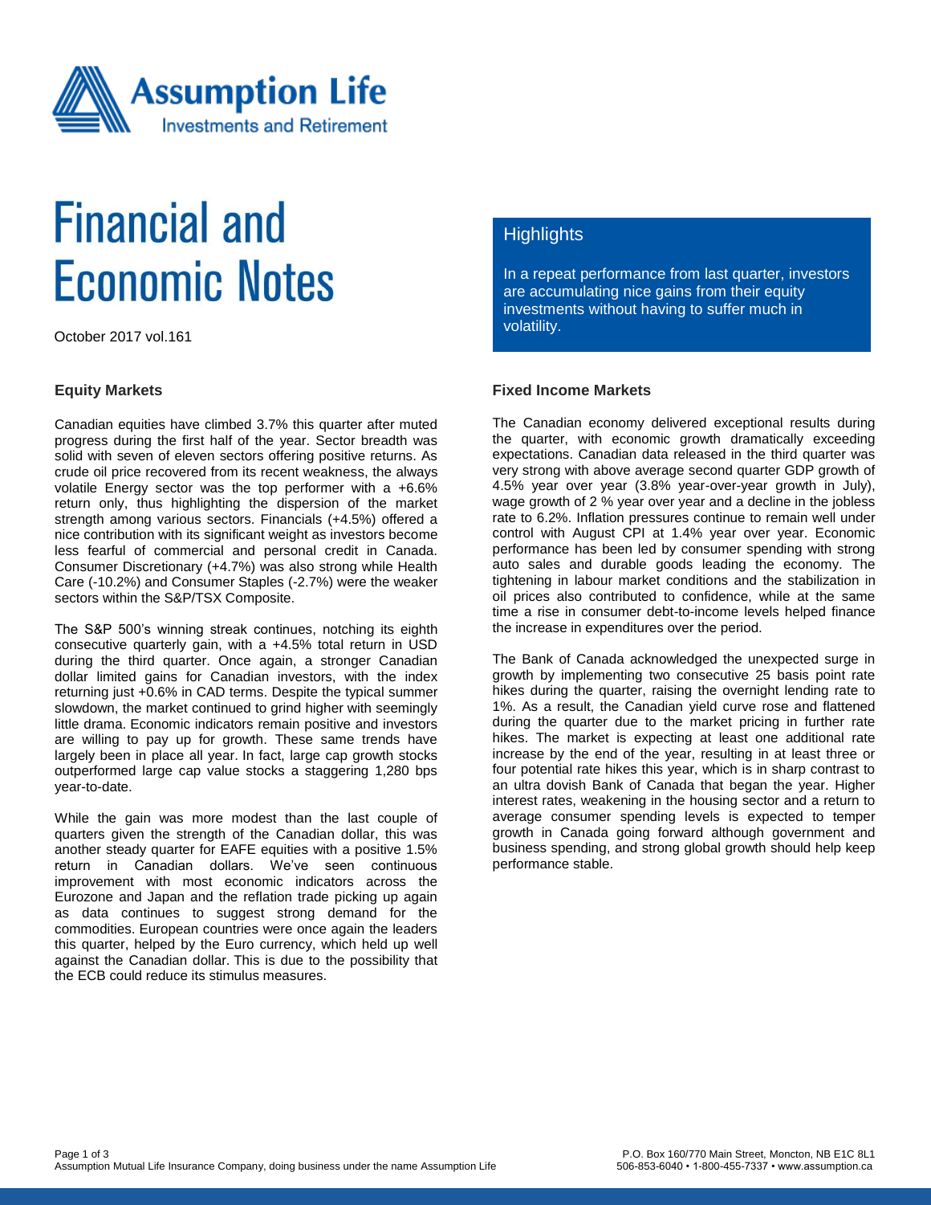# Financial and Economic Notes

October 2017 vol.161

## Highlights

In a repeat performance from last quarter, investors are accumulating nice gains from their equity investments without having to suffer much in volatility.

### Equity Markets

Canadian equities have climbed 3.7% this quarter after muted progress during the first half of the year. Sector breadth was solid with seven of eleven sectors offering positive returns. As crude oil price recovered from its recent weakness, the always volatile Energy sector was the top performer with a +6.6% return only, thus highlighting the dispersion of the market strength among various sectors. Financials (+4.5%) offered a nice contribution with its significant weight as investors become less fearful of commercial and personal credit in Canada. Consumer Discretionary (+4.7%) was also strong while Health Care (-10.2%) and Consumer Staples (-2.7%) were the weaker sectors within the S&P/TSX Composite.

The S&P 500's winning streak continues, notching its eighth consecutive quarterly gain, with a +4.5% total return in USD during the third quarter. Once again, a stronger Canadian dollar limited gains for Canadian investors, with the index returning just +0.6% in CAD terms. Despite the typical summer slowdown, the market continued to grind higher with seemingly little drama. Economic indicators remain positive and investors are willing to pay up for growth. These same trends have largely been in place all year. In fact, large cap growth stocks outperformed large cap value stocks a staggering 1,280 bps year-to-date.

While the gain was more modest than the last couple of quarters given the strength of the Canadian dollar, this was another steady quarter for EAFE equities with a positive 1.5% return in Canadian dollars. We've seen continuous improvement with most economic indicators across the Eurozone and Japan and the reflation trade picking up again as data continues to suggest strong demand for the commodities. European countries were once again the leaders this quarter, helped by the Euro currency, which held up well against the Canadian dollar. This is due to the possibility that the ECB could reduce its stimulus measures.

### Fixed Income Markets

The Canadian economy delivered exceptional results during the quarter, with economic growth dramatically exceeding expectations. Canadian data released in the third quarter was very strong with above average second quarter GDP growth of 4.5% year over year (3.8% year-over-year growth in July), wage growth of 2 % year over year and a decline in the jobless rate to 6.2%. Inflation pressures continue to remain well under control with August CPI at 1.4% year over year. Economic performance has been led by consumer spending with strong auto sales and durable goods leading the economy. The tightening in labour market conditions and the stabilization in oil prices also contributed to confidence, while at the same time a rise in consumer debt-to-income levels helped finance the increase in expenditures over the period.

The Bank of Canada acknowledged the unexpected surge in growth by implementing two consecutive 25 basis point rate hikes during the quarter, raising the overnight lending rate to 1%. As a result, the Canadian yield curve rose and flattened during the quarter due to the market pricing in further rate hikes. The market is expecting at least one additional rate increase by the end of the year, resulting in at least three or four potential rate hikes this year, which is in sharp contrast to an ultra dovish Bank of Canada that began the year. Higher interest rates, weakening in the housing sector and a return to average consumer spending levels is expected to temper growth in Canada going forward although government and business spending, and strong global growth should help keep performance stable.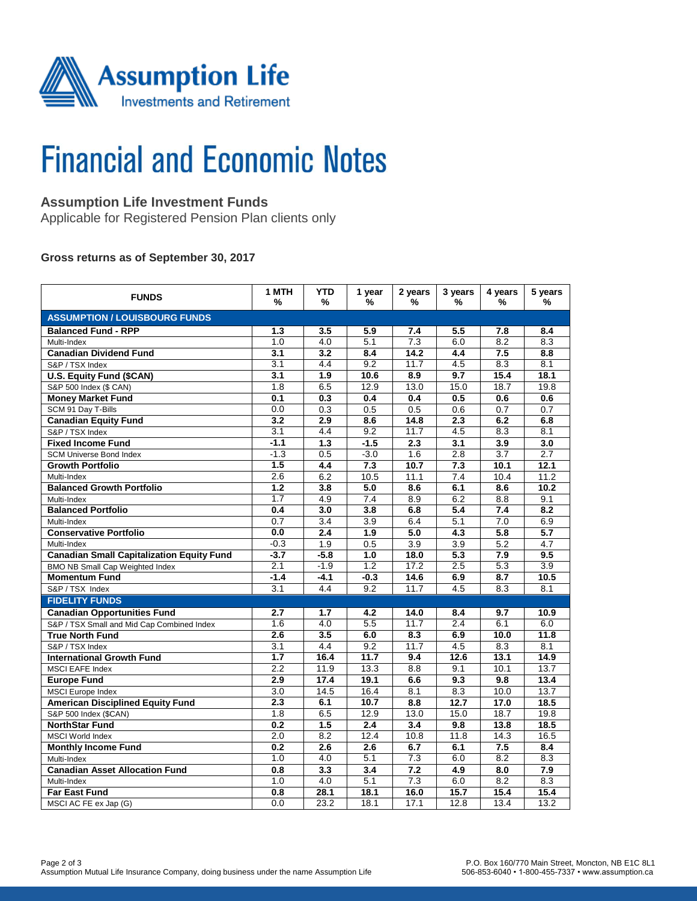# Financial and Economic Notes

## Assumption Life Investment Funds

Applicable for Registered Pension Plan clients only

**Gross returns as of September 30, 2017**

| FUNDS | 1 MTH % | YTD % | 1 year % | 2 years % | 3 years % | 4 years % | 5 years % |
|---|---|---|---|---|---|---|---|
| **ASSUMPTION / LOUISBOURG FUNDS** | | | | | | | |
| **Balanced Fund - RPP** | **1.3** | **3.5** | **5.9** | **7.4** | **5.5** | **7.8** | **8.4** |
| Multi-Index | 1.0 | 4.0 | 5.1 | 7.3 | 6.0 | 8.2 | 8.3 |
| **Canadian Dividend Fund** | **3.1** | **3.2** | **8.4** | **14.2** | **4.4** | **7.5** | **8.8** |
| S&P / TSX Index | 3.1 | 4.4 | 9.2 | 11.7 | 4.5 | 8.3 | 8.1 |
| **U.S. Equity Fund ($CAN)** | **3.1** | **1.9** | **10.6** | **8.9** | **9.7** | **15.4** | **18.1** |
| S&P 500 Index ($ CAN) | 1.8 | 6.5 | 12.9 | 13.0 | 15.0 | 18.7 | 19.8 |
| **Money Market Fund** | **0.1** | **0.3** | **0.4** | **0.4** | **0.5** | **0.6** | **0.6** |
| SCM 91 Day T-Bills | 0.0 | 0.3 | 0.5 | 0.5 | 0.6 | 0.7 | 0.7 |
| **Canadian Equity Fund** | **3.2** | **2.9** | **8.6** | **14.8** | **2.3** | **6.2** | **6.8** |
| S&P / TSX Index | 3.1 | 4.4 | 9.2 | 11.7 | 4.5 | 8.3 | 8.1 |
| **Fixed Income Fund** | **-1.1** | **1.3** | **-1.5** | **2.3** | **3.1** | **3.9** | **3.0** |
| SCM Universe Bond Index | -1.3 | 0.5 | -3.0 | 1.6 | 2.8 | 3.7 | 2.7 |
| **Growth Portfolio** | **1.5** | **4.4** | **7.3** | **10.7** | **7.3** | **10.1** | **12.1** |
| Multi-Index | 2.6 | 6.2 | 10.5 | 11.1 | 7.4 | 10.4 | 11.2 |
| **Balanced Growth Portfolio** | **1.2** | **3.8** | **5.0** | **8.6** | **6.1** | **8.6** | **10.2** |
| Multi-Index | 1.7 | 4.9 | 7.4 | 8.9 | 6.2 | 8.8 | 9.1 |
| **Balanced Portfolio** | **0.4** | **3.0** | **3.8** | **6.8** | **5.4** | **7.4** | **8.2** |
| Multi-Index | 0.7 | 3.4 | 3.9 | 6.4 | 5.1 | 7.0 | 6.9 |
| **Conservative Portfolio** | **0.0** | **2.4** | **1.9** | **5.0** | **4.3** | **5.8** | **5.7** |
| Multi-Index | -0.3 | 1.9 | 0.5 | 3.9 | 3.9 | 5.2 | 4.7 |
| **Canadian Small Capitalization Equity Fund** | **-3.7** | **-5.8** | **1.0** | **18.0** | **5.3** | **7.9** | **9.5** |
| BMO NB Small Cap Weighted Index | 2.1 | -1.9 | 1.2 | 17.2 | 2.5 | 5.3 | 3.9 |
| **Momentum Fund** | **-1.4** | **-4.1** | **-0.3** | **14.6** | **6.9** | **8.7** | **10.5** |
| S&P / TSX Index | 3.1 | 4.4 | 9.2 | 11.7 | 4.5 | 8.3 | 8.1 |
| **FIDELITY FUNDS** | | | | | | | |
| **Canadian Opportunities Fund** | **2.7** | **1.7** | **4.2** | **14.0** | **8.4** | **9.7** | **10.9** |
| S&P / TSX Small and Mid Cap Combined Index | 1.6 | 4.0 | 5.5 | 11.7 | 2.4 | 6.1 | 6.0 |
| **True North Fund** | **2.6** | **3.5** | **6.0** | **8.3** | **6.9** | **10.0** | **11.8** |
| S&P / TSX Index | 3.1 | 4.4 | 9.2 | 11.7 | 4.5 | 8.3 | 8.1 |
| **International Growth Fund** | **1.7** | **16.4** | **11.7** | **9.4** | **12.6** | **13.1** | **14.9** |
| MSCI EAFE Index | 2.2 | 11.9 | 13.3 | 8.8 | 9.1 | 10.1 | 13.7 |
| **Europe Fund** | **2.9** | **17.4** | **19.1** | **6.6** | **9.3** | **9.8** | **13.4** |
| MSCI Europe Index | 3.0 | 14.5 | 16.4 | 8.1 | 8.3 | 10.0 | 13.7 |
| **American Disciplined Equity Fund** | **2.3** | **6.1** | **10.7** | **8.8** | **12.7** | **17.0** | **18.5** |
| S&P 500 Index ($CAN) | 1.8 | 6.5 | 12.9 | 13.0 | 15.0 | 18.7 | 19.8 |
| **NorthStar Fund** | **0.2** | **1.5** | **2.4** | **3.4** | **9.8** | **13.8** | **18.5** |
| MSCI World Index | 2.0 | 8.2 | 12.4 | 10.8 | 11.8 | 14.3 | 16.5 |
| **Monthly Income Fund** | **0.2** | **2.6** | **2.6** | **6.7** | **6.1** | **7.5** | **8.4** |
| Multi-Index | 1.0 | 4.0 | 5.1 | 7.3 | 6.0 | 8.2 | 8.3 |
| **Canadian Asset Allocation Fund** | **0.8** | **3.3** | **3.4** | **7.2** | **4.9** | **8.0** | **7.9** |
| Multi-Index | 1.0 | 4.0 | 5.1 | 7.3 | 6.0 | 8.2 | 8.3 |
| **Far East Fund** | **0.8** | **28.1** | **18.1** | **16.0** | **15.7** | **15.4** | **15.4** |
| MSCI AC FE ex Jap (G) | 0.0 | 23.2 | 18.1 | 17.1 | 12.8 | 13.4 | 13.2 |

Assumption Mutual Life Insurance Company, doing business under the name Assumption Life

P.O. Box 160/770 Main Street, Moncton, NB E1C 8L1
506-853-6040 • 1-800-455-7337 • www.assumption.ca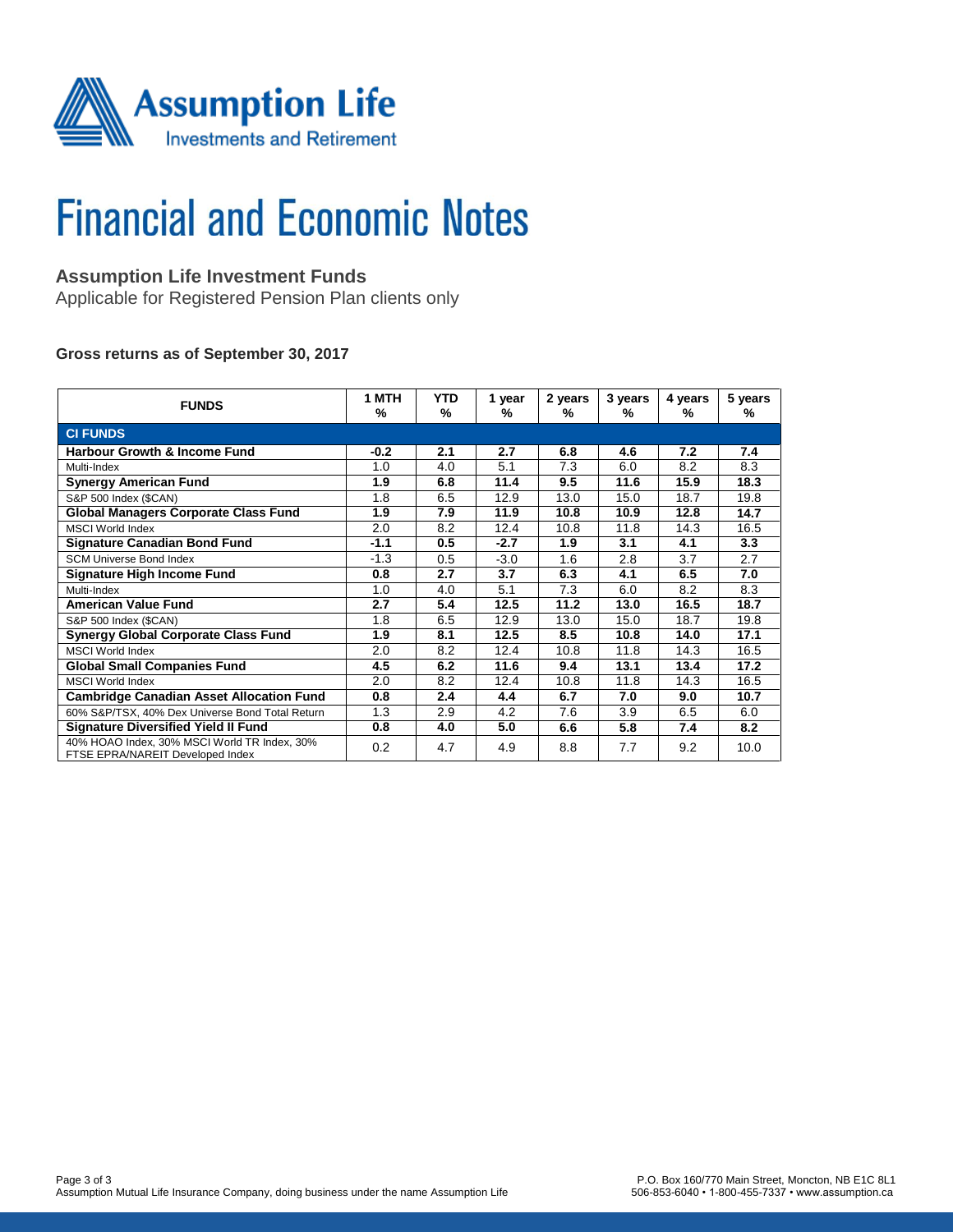Assumption Life
Investments and Retirement

# Financial and Economic Notes

## Assumption Life Investment Funds

Applicable for Registered Pension Plan clients only

**Gross returns as of September 30, 2017**

| FUNDS | 1 MTH % | YTD % | 1 year % | 2 years % | 3 years % | 4 years % | 5 years % |
|---|---|---|---|---|---|---|---|
| **CI FUNDS** | | | | | | | |
| **Harbour Growth & Income Fund** | **-0.2** | **2.1** | **2.7** | **6.8** | **4.6** | **7.2** | **7.4** |
| Multi-Index | 1.0 | 4.0 | 5.1 | 7.3 | 6.0 | 8.2 | 8.3 |
| **Synergy American Fund** | **1.9** | **6.8** | **11.4** | **9.5** | **11.6** | **15.9** | **18.3** |
| S&P 500 Index ($CAN) | 1.8 | 6.5 | 12.9 | 13.0 | 15.0 | 18.7 | 19.8 |
| **Global Managers Corporate Class Fund** | **1.9** | **7.9** | **11.9** | **10.8** | **10.9** | **12.8** | **14.7** |
| MSCI World Index | 2.0 | 8.2 | 12.4 | 10.8 | 11.8 | 14.3 | 16.5 |
| **Signature Canadian Bond Fund** | **-1.1** | **0.5** | **-2.7** | **1.9** | **3.1** | **4.1** | **3.3** |
| SCM Universe Bond Index | -1.3 | 0.5 | -3.0 | 1.6 | 2.8 | 3.7 | 2.7 |
| **Signature High Income Fund** | **0.8** | **2.7** | **3.7** | **6.3** | **4.1** | **6.5** | **7.0** |
| Multi-Index | 1.0 | 4.0 | 5.1 | 7.3 | 6.0 | 8.2 | 8.3 |
| **American Value Fund** | **2.7** | **5.4** | **12.5** | **11.2** | **13.0** | **16.5** | **18.7** |
| S&P 500 Index ($CAN) | 1.8 | 6.5 | 12.9 | 13.0 | 15.0 | 18.7 | 19.8 |
| **Synergy Global Corporate Class Fund** | **1.9** | **8.1** | **12.5** | **8.5** | **10.8** | **14.0** | **17.1** |
| MSCI World Index | 2.0 | 8.2 | 12.4 | 10.8 | 11.8 | 14.3 | 16.5 |
| **Global Small Companies Fund** | **4.5** | **6.2** | **11.6** | **9.4** | **13.1** | **13.4** | **17.2** |
| MSCI World Index | 2.0 | 8.2 | 12.4 | 10.8 | 11.8 | 14.3 | 16.5 |
| **Cambridge Canadian Asset Allocation Fund** | **0.8** | **2.4** | **4.4** | **6.7** | **7.0** | **9.0** | **10.7** |
| 60% S&P/TSX, 40% Dex Universe Bond Total Return | 1.3 | 2.9 | 4.2 | 7.6 | 3.9 | 6.5 | 6.0 |
| **Signature Diversified Yield II Fund** | **0.8** | **4.0** | **5.0** | **6.6** | **5.8** | **7.4** | **8.2** |
| 40% HOAO Index, 30% MSCI World TR Index, 30% FTSE EPRA/NAREIT Developed Index | 0.2 | 4.7 | 4.9 | 8.8 | 7.7 | 9.2 | 10.0 |

Assumption Mutual Life Insurance Company, doing business under the name Assumption Life

P.O. Box 160/770 Main Street, Moncton, NB E1C 8L1
506-853-6040 • 1-800-455-7337 • www.assumption.ca